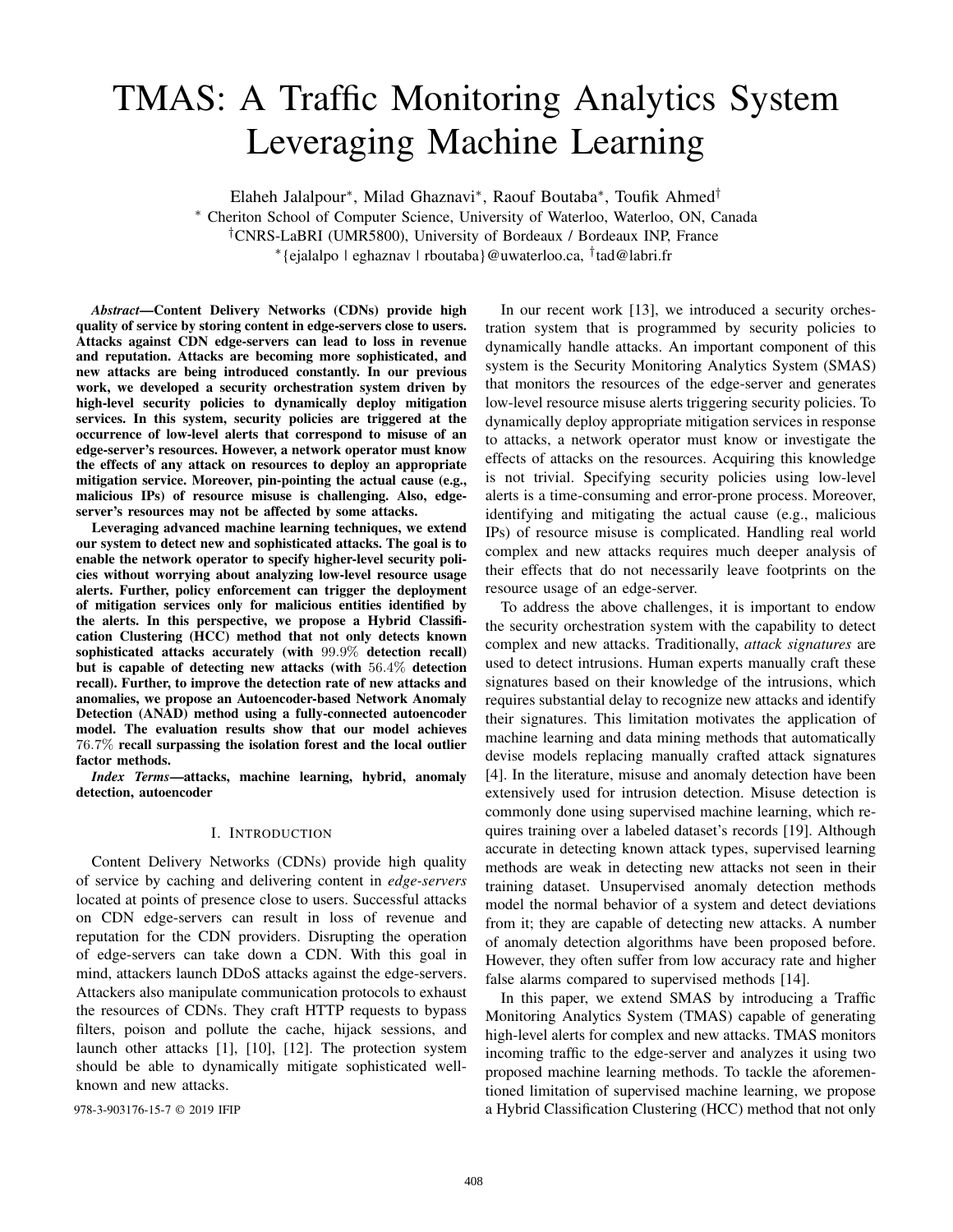# TMAS: A Traffic Monitoring Analytics System Leveraging Machine Learning

Elaheh Jalalpour*, Milad Ghaznavi*, Raouf Boutaba*, Toufik Ahmed†

* Cheriton School of Computer Science, University of Waterloo, Waterloo, ON, Canada

†CNRS-LaBRI (UMR5800), University of Bordeaux / Bordeaux INP, France

*{ejalalpo | eghaznav | rboutaba}@uwaterloo.ca, †tad@labri.fr

***Abstract*—Content Delivery Networks (CDNs) provide high quality of service by storing content in edge-servers close to users. Attacks against CDN edge-servers can lead to loss in revenue and reputation. Attacks are becoming more sophisticated, and new attacks are being introduced constantly. In our previous work, we developed a security orchestration system driven by high-level security policies to dynamically deploy mitigation services. In this system, security policies are triggered at the occurrence of low-level alerts that correspond to misuse of an edge-server's resources. However, a network operator must know the effects of any attack on resources to deploy an appropriate mitigation service. Moreover, pin-pointing the actual cause (e.g., malicious IPs) of resource misuse is challenging. Also, edge-server's resources may not be affected by some attacks.**

**Leveraging advanced machine learning techniques, we extend our system to detect new and sophisticated attacks. The goal is to enable the network operator to specify higher-level security policies without worrying about analyzing lower-level resource usage alerts. Further, policy enforcement can trigger the deployment of mitigation services only for malicious entities identified by the alerts. In this perspective, we propose a Hybrid Classification Clustering (HCC) method that not only detects known sophisticated attacks accurately (with $99.9\%$ detection recall) but is capable of detecting new attacks (with $56.4\%$ detection recall). Further, to improve the detection rate of new attacks and anomalies, we propose an Autoencoder-based Network Anomaly Detection (ANAD) method using a fully-connected autoencoder model. The evaluation results show that our model achieves $76.7\%$ recall surpassing the isolation forest and the local outlier factor methods.**

***Index Terms*—attacks, machine learning, hybrid, anomaly detection, autoencoder**

## I. Introduction

Content Delivery Networks (CDNs) provide high quality of service by caching and delivering content in *edge-servers* located at points of presence close to users. Successful attacks on CDN edge-servers can result in loss of revenue and reputation for the CDN providers. Disrupting the operation of edge-servers can take down a CDN. With this goal in mind, attackers launch DDoS attacks against the edge-servers. Attackers also manipulate communication protocols to exhaust the resources of CDNs. They craft HTTP requests to bypass filters, poison and pollute the cache, hijack sessions, and launch other attacks [1], [10], [12]. The protection system should be able to dynamically mitigate sophisticated well-known and new attacks.

In our recent work [13], we introduced a security orchestration system that is programmed by security policies to dynamically handle attacks. An important component of this system is the Security Monitoring Analytics System (SMAS) that monitors the resources of the edge-server and generates low-level resource misuse alerts triggering security policies. To dynamically deploy appropriate mitigation services in response to attacks, a network operator must know or investigate the effects of attacks on the resources. Acquiring this knowledge is not trivial. Specifying security policies using low-level alerts is a time-consuming and error-prone process. Moreover, identifying and mitigating the actual cause (e.g., malicious IPs) of resource misuse is complicated. Handling real world complex and new attacks requires much deeper analysis of their effects that do not necessarily leave footprints on the resource usage of an edge-server.

To address the above challenges, it is important to endow the security orchestration system with the capability to detect complex and new attacks. Traditionally, *attack signatures* are used to detect intrusions. Human experts manually craft these signatures based on their knowledge of the intrusions, which requires substantial delay to recognize new attacks and identify their signatures. This limitation motivates the application of machine learning and data mining methods that automatically devise models replacing manually crafted attack signatures [4]. In the literature, misuse and anomaly detection have been extensively used for intrusion detection. Misuse detection is commonly done using supervised machine learning, which requires training over a labeled dataset's records [19]. Although accurate in detecting known attack types, supervised learning methods are weak in detecting new attacks not seen in their training dataset. Unsupervised anomaly detection methods model the normal behavior of a system and detect deviations from it; they are capable of detecting new attacks. A number of anomaly detection algorithms have been proposed before. However, they often suffer from low accuracy rate and higher false alarms compared to supervised methods [14].

In this paper, we extend SMAS by introducing a Traffic Monitoring Analytics System (TMAS) capable of generating high-level alerts for complex and new attacks. TMAS monitors incoming traffic to the edge-server and analyzes it using two proposed machine learning methods. To tackle the aforementioned limitation of supervised machine learning, we propose a Hybrid Classification Clustering (HCC) method that not only

978-3-903176-15-7 © 2019 IFIP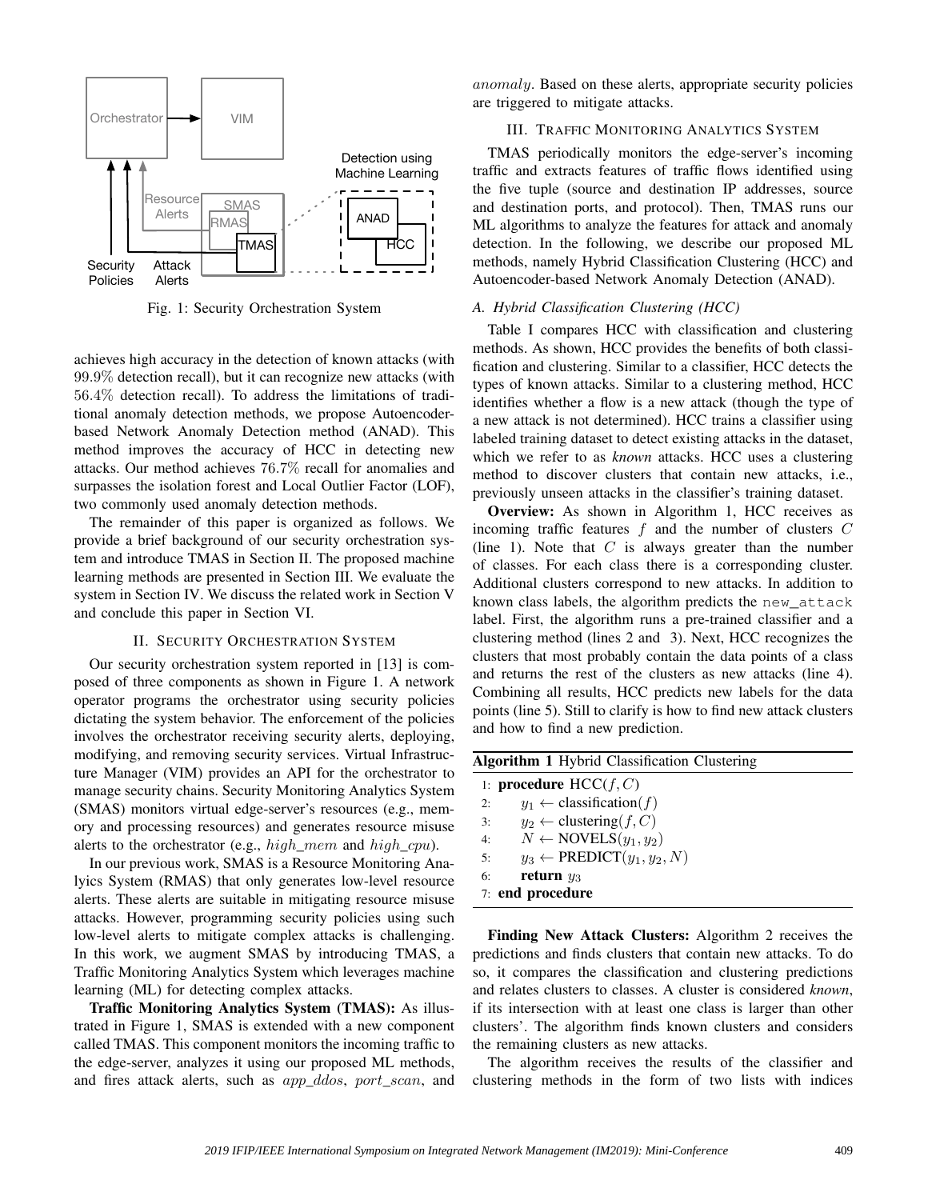Fig. 1: Security Orchestration System

achieves high accuracy in the detection of known attacks (with 99.9% detection recall), but it can recognize new attacks (with 56.4% detection recall). To address the limitations of traditional anomaly detection methods, we propose Autoencoder-based Network Anomaly Detection method (ANAD). This method improves the accuracy of HCC in detecting new attacks. Our method achieves 76.7% recall for anomalies and surpasses the isolation forest and Local Outlier Factor (LOF), two commonly used anomaly detection methods.

The remainder of this paper is organized as follows. We provide a brief background of our security orchestration system and introduce TMAS in Section II. The proposed machine learning methods are presented in Section III. We evaluate the system in Section IV. We discuss the related work in Section V and conclude this paper in Section VI.

## II. Security Orchestration System

Our security orchestration system reported in [13] is composed of three components as shown in Figure 1. A network operator programs the orchestrator using security policies dictating the system behavior. The enforcement of the policies involves the orchestrator receiving security alerts, deploying, modifying, and removing security services. Virtual Infrastructure Manager (VIM) provides an API for the orchestrator to manage security chains. Security Monitoring Analytics System (SMAS) monitors virtual edge-server's resources (e.g., memory and processing resources) and generates resource misuse alerts to the orchestrator (e.g., $high\_mem$ and $high\_cpu$).

In our previous work, SMAS is a Resource Monitoring Analytics System (RMAS) that only generates low-level resource alerts. These alerts are suitable in mitigating resource misuse attacks. However, programming security policies using such low-level alerts to mitigate complex attacks is challenging. In this work, we augment SMAS by introducing TMAS, a Traffic Monitoring Analytics System which leverages machine learning (ML) for detecting complex attacks.

**Traffic Monitoring Analytics System (TMAS):** As illustrated in Figure 1, SMAS is extended with a new component called TMAS. This component monitors the incoming traffic to the edge-server, analyzes it using our proposed ML methods, and fires attack alerts, such as $app\_ddos$, $port\_scan$, and $anomaly$. Based on these alerts, appropriate security policies are triggered to mitigate attacks.

## III. Traffic Monitoring Analytics System

TMAS periodically monitors the edge-server's incoming traffic and extracts features of traffic flows identified using the five tuple (source and destination IP addresses, source and destination ports, and protocol). Then, TMAS runs our ML algorithms to analyze the features for attack and anomaly detection. In the following, we describe our proposed ML methods, namely Hybrid Classification Clustering (HCC) and Autoencoder-based Network Anomaly Detection (ANAD).

### A. Hybrid Classification Clustering (HCC)

Table I compares HCC with classification and clustering methods. As shown, HCC provides the benefits of both classification and clustering. Similar to a classifier, HCC detects the types of known attacks. Similar to a clustering method, HCC identifies whether a flow is a new attack (though the type of a new attack is not determined). HCC trains a classifier using labeled training dataset to detect existing attacks in the dataset, which we refer to as *known* attacks. HCC uses a clustering method to discover clusters that contain new attacks, i.e., previously unseen attacks in the classifier's training dataset.

**Overview:** As shown in Algorithm 1, HCC receives as incoming traffic features $f$ and the number of clusters $C$ (line 1). Note that $C$ is always greater than the number of classes. For each class there is a corresponding cluster. Additional clusters correspond to new attacks. In addition to known class labels, the algorithm predicts the `new_attack` label. First, the algorithm runs a pre-trained classifier and a clustering method (lines 2 and 3). Next, HCC recognizes the clusters that most probably contain the data points of a class and returns the rest of the clusters as new attacks (line 4). Combining all results, HCC predicts new labels for the data points (line 5). Still to clarify is how to find new attack clusters and how to find a new prediction.

**Algorithm 1** Hybrid Classification Clustering

```
1: procedure HCC(f, C)
2:     y1 ← classification(f)
3:     y2 ← clustering(f, C)
4:     N ← NOVELS(y1, y2)
5:     y3 ← PREDICT(y1, y2, N)
6:     return y3
7: end procedure
```

**Finding New Attack Clusters:** Algorithm 2 receives the predictions and finds clusters that contain new attacks. To do so, it compares the classification and clustering predictions and relates clusters to classes. A cluster is considered *known*, if its intersection with at least one class is larger than other clusters'. The algorithm finds known clusters and considers the remaining clusters as new attacks.

The algorithm receives the results of the classifier and clustering methods in the form of two lists with indices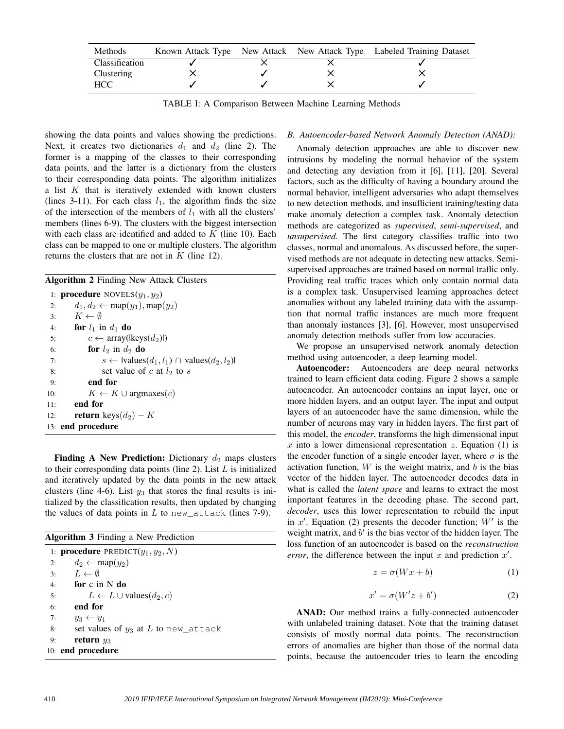| Methods | Known Attack Type | New Attack | New Attack Type | Labeled Training Dataset |
|---|---|---|---|---|
| Classification | ✓ | × | × | ✓ |
| Clustering | × | ✓ | × | × |
| HCC | ✓ | ✓ | × | ✓ |

TABLE I: A Comparison Between Machine Learning Methods

showing the data points and values showing the predictions. Next, it creates two dictionaries $d_1$ and $d_2$ (line 2). The former is a mapping of the classes to their corresponding data points, and the latter is a dictionary from the clusters to their corresponding data points. The algorithm initializes a list $K$ that is iteratively extended with known clusters (lines 3-11). For each class $l_1$, the algorithm finds the size of the intersection of the members of $l_1$ with all the clusters' members (lines 6-9). The clusters with the biggest intersection with each class are identified and added to $K$ (line 10). Each class can be mapped to one or multiple clusters. The algorithm returns the clusters that are not in $K$ (line 12).

**Algorithm 2** Finding New Attack Clusters

```
1:  procedure NOVELS(y1, y2)
2:      d1, d2 ← map(y1), map(y2)
3:      K ← ∅
4:      for l1 in d1 do
5:          c ← array(|keys(d2)|)
6:          for l2 in d2 do
7:              s ← |values(d1, l1) ∩ values(d2, l2)|
8:              set value of c at l2 to s
9:          end for
10:         K ← K ∪ argmaxes(c)
11:     end for
12:     return keys(d2) − K
13: end procedure
```

**Finding A New Prediction:** Dictionary $d_2$ maps clusters to their corresponding data points (line 2). List $L$ is initialized and iteratively updated by the data points in the new attack clusters (line 4-6). List $y_3$ that stores the final results is initialized by the classification results, then updated by changing the values of data points in $L$ to `new_attack` (lines 7-9).

**Algorithm 3** Finding a New Prediction

```
1:  procedure PREDICT(y1, y2, N)
2:      d2 ← map(y2)
3:      L ← ∅
4:      for c in N do
5:          L ← L ∪ values(d2, c)
6:      end for
7:      y3 ← y1
8:      set values of y3 at L to new_attack
9:      return y3
10: end procedure
```

### *B. Autoencoder-based Network Anomaly Detection (ANAD):*

Anomaly detection approaches are able to discover new intrusions by modeling the normal behavior of the system and detecting any deviation from it [6], [11], [20]. Several factors, such as the difficulty of having a boundary around the normal behavior, intelligent adversaries who adapt themselves to new detection methods, and insufficient training/testing data make anomaly detection a complex task. Anomaly detection methods are categorized as *supervised*, *semi-supervised*, and *unsupervised*. The first category classifies traffic into two classes, normal and anomalous. As discussed before, the supervised methods are not adequate in detecting new attacks. Semi-supervised approaches are trained based on normal traffic only. Providing real traffic traces which only contain normal data is a complex task. Unsupervised learning approaches detect anomalies without any labeled training data with the assumption that normal traffic instances are much more frequent than anomaly instances [3], [6]. However, most unsupervised anomaly detection methods suffer from low accuracies.

We propose an unsupervised network anomaly detection method using autoencoder, a deep learning model.

**Autoencoder:** Autoencoders are deep neural networks trained to learn efficient data coding. Figure 2 shows a sample autoencoder. An autoencoder contains an input layer, one or more hidden layers, and an output layer. The input and output layers of an autoencoder have the same dimension, while the number of neurons may vary in hidden layers. The first part of this model, the *encoder*, transforms the high dimensional input $x$ into a lower dimensional representation $z$. Equation (1) is the encoder function of a single encoder layer, where $\sigma$ is the activation function, $W$ is the weight matrix, and $b$ is the bias vector of the hidden layer. The autoencoder decodes data in what is called the *latent space* and learns to extract the most important features in the decoding phase. The second part, *decoder*, uses this lower representation to rebuild the input in $x'$. Equation (2) presents the decoder function; $W'$ is the weight matrix, and $b'$ is the bias vector of the hidden layer. The loss function of an autoencoder is based on the *reconstruction error*, the difference between the input $x$ and prediction $x'$.

$$z = \sigma(Wx + b) \tag{1}$$

$$x' = \sigma(W'z + b') \tag{2}$$

**ANAD:** Our method trains a fully-connected autoencoder with unlabeled training dataset. Note that the training dataset consists of mostly normal data points. The reconstruction errors of anomalies are higher than those of the normal data points, because the autoencoder tries to learn the encoding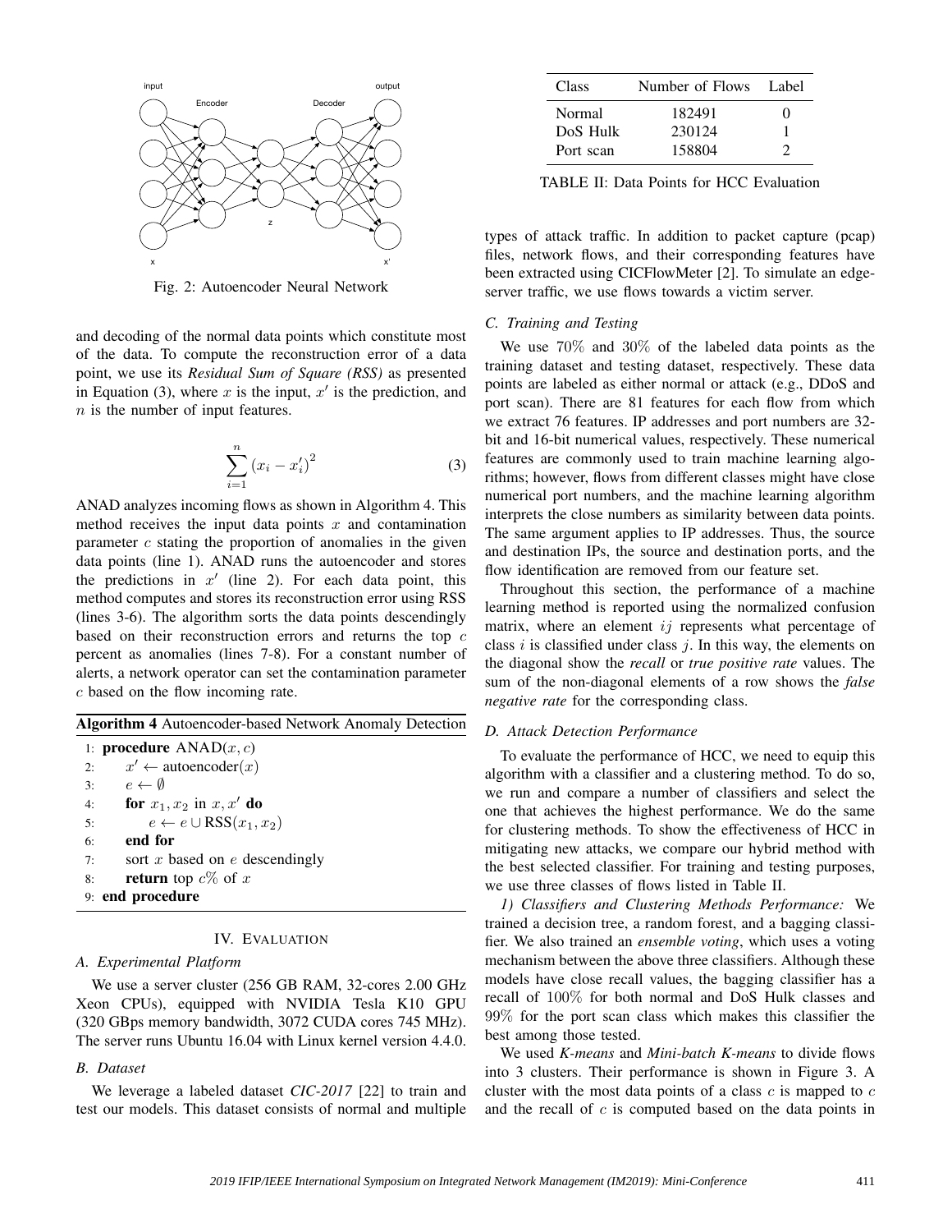input output

Encoder Decoder

z

x x'

Fig. 2: Autoencoder Neural Network

and decoding of the normal data points which constitute most of the data. To compute the reconstruction error of a data point, we use its *Residual Sum of Square (RSS)* as presented in Equation (3), where $x$ is the input, $x'$ is the prediction, and $n$ is the number of input features.

$$\sum_{i=1}^{n} (x_i - x_i')^2 \tag{3}$$

ANAD analyzes incoming flows as shown in Algorithm 4. This method receives the input data points $x$ and contamination parameter $c$ stating the proportion of anomalies in the given data points (line 1). ANAD runs the autoencoder and stores the predictions in $x'$ (line 2). For each data point, this method computes and stores its reconstruction error using RSS (lines 3-6). The algorithm sorts the data points descendingly based on their reconstruction errors and returns the top $c$ percent as anomalies (lines 7-8). For a constant number of alerts, a network operator can set the contamination parameter $c$ based on the flow incoming rate.

**Algorithm 4** Autoencoder-based Network Anomaly Detection

```
1: procedure ANAD(x, c)
2:     x' ← autoencoder(x)
3:     e ← ∅
4:     for x1, x2 in x, x' do
5:         e ← e ∪ RSS(x1, x2)
6:     end for
7:     sort x based on e descendingly
8:     return top c% of x
9: end procedure
```

## IV. Evaluation

### A. Experimental Platform

We use a server cluster (256 GB RAM, 32-cores 2.00 GHz Xeon CPUs), equipped with NVIDIA Tesla K10 GPU (320 GBps memory bandwidth, 3072 CUDA cores 745 MHz). The server runs Ubuntu 16.04 with Linux kernel version 4.4.0.

### B. Dataset

We leverage a labeled dataset *CIC-2017* [22] to train and test our models. This dataset consists of normal and multiple types of attack traffic. In addition to packet capture (pcap) files, network flows, and their corresponding features have been extracted using CICFlowMeter [2]. To simulate an edge-server traffic, we use flows towards a victim server.

| Class | Number of Flows | Label |
|---|---|---|
| Normal | 182491 | 0 |
| DoS Hulk | 230124 | 1 |
| Port scan | 158804 | 2 |

TABLE II: Data Points for HCC Evaluation

### C. Training and Testing

We use 70% and 30% of the labeled data points as the training dataset and testing dataset, respectively. These data points are labeled as either normal or attack (e.g., DDoS and port scan). There are 81 features for each flow from which we extract 76 features. IP addresses and port numbers are 32-bit and 16-bit numerical values, respectively. These numerical features are commonly used to train machine learning algorithms; however, flows from different classes might have close numerical port numbers, and the machine learning algorithm interprets the close numbers as similarity between data points. The same argument applies to IP addresses. Thus, the source and destination IPs, the source and destination ports, and the flow identification are removed from our feature set.

Throughout this section, the performance of a machine learning method is reported using the normalized confusion matrix, where an element $ij$ represents what percentage of class $i$ is classified under class $j$. In this way, the elements on the diagonal show the *recall* or *true positive rate* values. The sum of the non-diagonal elements of a row shows the *false negative rate* for the corresponding class.

### D. Attack Detection Performance

To evaluate the performance of HCC, we need to equip this algorithm with a classifier and a clustering method. To do so, we run and compare a number of classifiers and select the one that achieves the highest performance. We do the same for clustering methods. To show the effectiveness of HCC in mitigating new attacks, we compare our hybrid method with the best selected classifier. For training and testing purposes, we use three classes of flows listed in Table II.

*1) Classifiers and Clustering Methods Performance:* We trained a decision tree, a random forest, and a bagging classifier. We also trained an *ensemble voting*, which uses a voting mechanism between the above three classifiers. Although these models have close recall values, the bagging classifier has a recall of 100% for both normal and DoS Hulk classes and 99% for the port scan class which makes this classifier the best among those tested.

We used *K-means* and *Mini-batch K-means* to divide flows into 3 clusters. Their performance is shown in Figure 3. A cluster with the most data points of a class $c$ is mapped to $c$ and the recall of $c$ is computed based on the data points in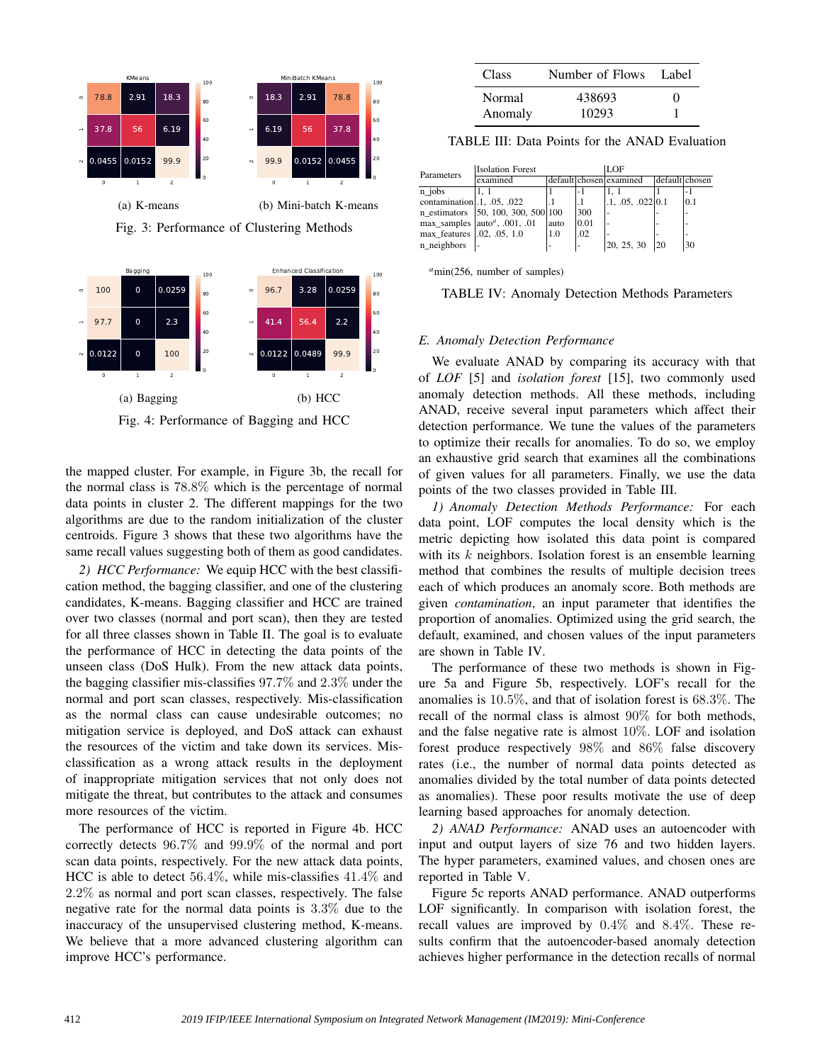KMeans

|  | 0 | 1 | 2 |
|---|---|---|---|
| 0 | 78.8 | 2.91 | 18.3 |
| 1 | 37.8 | 56 | 6.19 |
| 2 | 0.0455 | 0.0152 | 99.9 |

MiniBatch KMeans

|  | 0 | 1 | 2 |
|---|---|---|---|
| 0 | 18.3 | 2.91 | 78.8 |
| 1 | 6.19 | 56 | 37.8 |
| 2 | 99.9 | 0.0152 | 0.0455 |

(a) K-means (b) Mini-batch K-means

Fig. 3: Performance of Clustering Methods

Bagging

|  | 0 | 1 | 2 |
|---|---|---|---|
| 0 | 100 | 0 | 0.0259 |
| 1 | 97.7 | 0 | 2.3 |
| 2 | 0.0122 | 0 | 100 |

Enhanced Classification

|  | 0 | 1 | 2 |
|---|---|---|---|
| 0 | 96.7 | 3.28 | 0.0259 |
| 1 | 41.4 | 56.4 | 2.2 |
| 2 | 0.0122 | 0.0489 | 99.9 |

(a) Bagging (b) HCC

Fig. 4: Performance of Bagging and HCC

the mapped cluster. For example, in Figure 3b, the recall for the normal class is $78.8\%$ which is the percentage of normal data points in cluster 2. The different mappings for the two algorithms are due to the random initialization of the cluster centroids. Figure 3 shows that these two algorithms have the same recall values suggesting both of them as good candidates.

*2) HCC Performance:* We equip HCC with the best classification method, the bagging classifier, and one of the clustering candidates, K-means. Bagging classifier and HCC are trained over two classes (normal and port scan), then they are tested for all three classes shown in Table II. The goal is to evaluate the performance of HCC in detecting the data points of the unseen class (DoS Hulk). From the new attack data points, the bagging classifier mis-classifies $97.7\%$ and $2.3\%$ under the normal and port scan classes, respectively. Mis-classification as the normal class can cause undesirable outcomes; no mitigation service is deployed, and DoS attack can exhaust the resources of the victim and take down its services. Mis-classification as a wrong attack results in the deployment of inappropriate mitigation services that not only does not mitigate the threat, but contributes to the attack and consumes more resources of the victim.

The performance of HCC is reported in Figure 4b. HCC correctly detects $96.7\%$ and $99.9\%$ of the normal and port scan data points, respectively. For the new attack data points, HCC is able to detect $56.4\%$, while mis-classifies $41.4\%$ and $2.2\%$ as normal and port scan classes, respectively. The false negative rate for the normal data points is $3.3\%$ due to the inaccuracy of the unsupervised clustering method, K-means. We believe that a more advanced clustering algorithm can improve HCC's performance.

| Class | Number of Flows | Label |
|---|---|---|
| Normal | 438693 | 0 |
| Anomaly | 10293 | 1 |

TABLE III: Data Points for the ANAD Evaluation

| Parameters | Isolation Forest | | | LOF | | |
|---|---|---|---|---|---|---|
| | examined | default | chosen | examined | default | chosen |
| n_jobs | 1, 1 | 1 | -1 | 1, 1 | 1 | -1 |
| contamination | .1, .05, .022 | .1 | .1 | .1, .05, .022 | 0.1 | 0.1 |
| n_estimators | 50, 100, 300, 500 | 100 | 300 | - | - | - |
| max_samples | auto[a], .001, .01 | auto | 0.01 | - | - | - |
| max_features | .02, .05, 1.0 | 1.0 | .02 | - | - | - |
| n_neighbors | - | - | - | 20, 25, 30 | 20 | 30 |

[a]min(256, number of samples)

TABLE IV: Anomaly Detection Methods Parameters

### *E. Anomaly Detection Performance*

We evaluate ANAD by comparing its accuracy with that of *LOF* [5] and *isolation forest* [15], two commonly used anomaly detection methods. All these methods, including ANAD, receive several input parameters which affect their detection performance. We tune the values of the parameters to optimize their recalls for anomalies. To do so, we employ an exhaustive grid search that examines all the combinations of given values for all parameters. Finally, we use the data points of the two classes provided in Table III.

*1) Anomaly Detection Methods Performance:* For each data point, LOF computes the local density which is the metric depicting how isolated this data point is compared with its $k$ neighbors. Isolation forest is an ensemble learning method that combines the results of multiple decision trees each of which produces an anomaly score. Both methods are given *contamination*, an input parameter that identifies the proportion of anomalies. Optimized using the grid search, the default, examined, and chosen values of the input parameters are shown in Table IV.

The performance of these two methods is shown in Figure 5a and Figure 5b, respectively. LOF's recall for the anomalies is $10.5\%$, and that of isolation forest is $68.3\%$. The recall of the normal class is almost $90\%$ for both methods, and the false negative rate is almost $10\%$. LOF and isolation forest produce respectively $98\%$ and $86\%$ false discovery rates (i.e., the number of normal data points detected as anomalies divided by the total number of data points detected as anomalies). These poor results motivate the use of deep learning based approaches for anomaly detection.

*2) ANAD Performance:* ANAD uses an autoencoder with input and output layers of size 76 and two hidden layers. The hyper parameters, examined values, and chosen ones are reported in Table V.

Figure 5c reports ANAD performance. ANAD outperforms LOF significantly. In comparison with isolation forest, the recall values are improved by $0.4\%$ and $8.4\%$. These results confirm that the autoencoder-based anomaly detection achieves higher performance in the detection recalls of normal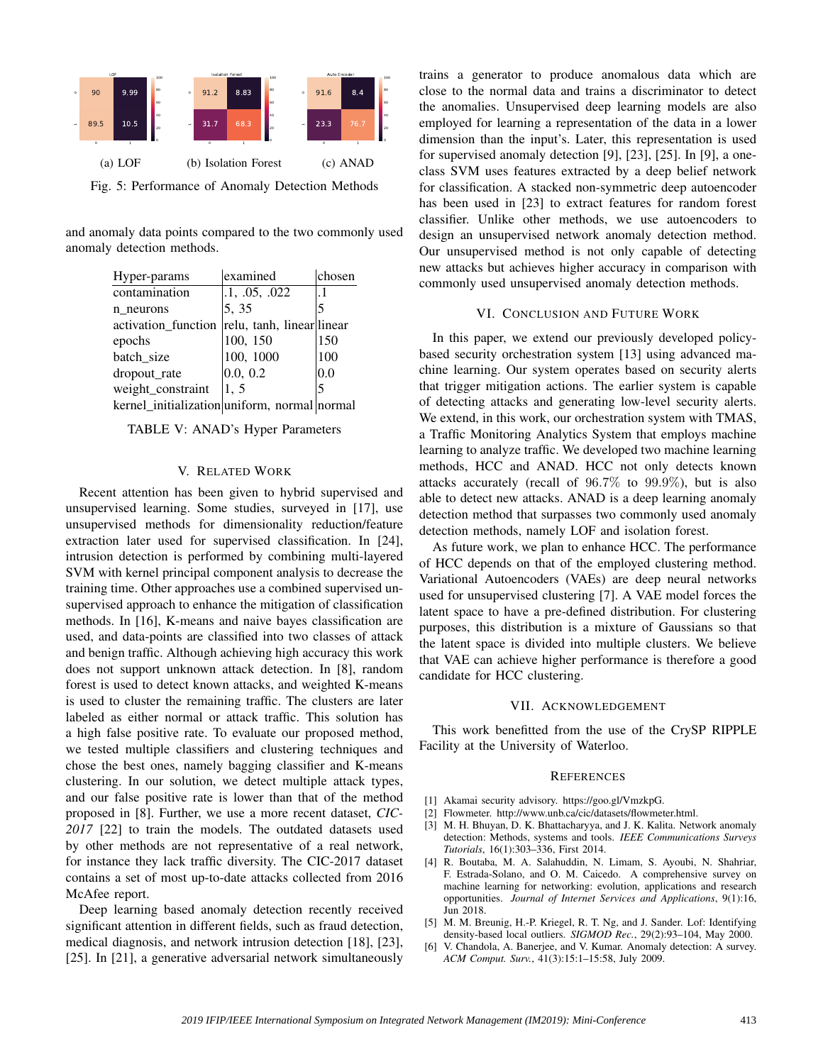LOF

0 90 9.99

1 89.5 10.5

0 1

Isolation Forest

0 91.2 8.83

1 31.7 68.3

0 1

Auto Encoder

0 91.6 8.4

1 23.3 76.7

0 1

(a) LOF (b) Isolation Forest (c) ANAD

Fig. 5: Performance of Anomaly Detection Methods

and anomaly data points compared to the two commonly used anomaly detection methods.

| Hyper-params | examined | chosen |
|---|---|---|
| contamination | .1, .05, .022 | .1 |
| n_neurons | 5, 35 | 5 |
| activation_function | relu, tanh, linear | linear |
| epochs | 100, 150 | 150 |
| batch_size | 100, 1000 | 100 |
| dropout_rate | 0.0, 0.2 | 0.0 |
| weight_constraint | 1, 5 | 5 |
| kernel_initialization | uniform, normal | normal |

TABLE V: ANAD's Hyper Parameters

## V. Related Work

Recent attention has been given to hybrid supervised and unsupervised learning. Some studies, surveyed in [17], use unsupervised methods for dimensionality reduction/feature extraction later used for supervised classification. In [24], intrusion detection is performed by combining multi-layered SVM with kernel principal component analysis to decrease the training time. Other approaches use a combined supervised unsupervised approach to enhance the mitigation of classification methods. In [16], K-means and naive bayes classification are used, and data-points are classified into two classes of attack and benign traffic. Although achieving high accuracy this work does not support unknown attack detection. In [8], random forest is used to detect known attacks, and weighted K-means is used to cluster the remaining traffic. The clusters are later labeled as either normal or attack traffic. This solution has a high false positive rate. To evaluate our proposed method, we tested multiple classifiers and clustering techniques and chose the best ones, namely bagging classifier and K-means clustering. In our solution, we detect multiple attack types, and our false positive rate is lower than that of the method proposed in [8]. Further, we use a more recent dataset, *CIC-2017* [22] to train the models. The outdated datasets used by other methods are not representative of a real network, for instance they lack traffic diversity. The CIC-2017 dataset contains a set of most up-to-date attacks collected from 2016 McAfee report.

Deep learning based anomaly detection recently received significant attention in different fields, such as fraud detection, medical diagnosis, and network intrusion detection [18], [23], [25]. In [21], a generative adversarial network simultaneously trains a generator to produce anomalous data which are close to the normal data and trains a discriminator to detect the anomalies. Unsupervised deep learning models are also employed for learning a representation of the data in a lower dimension than the input's. Later, this representation is used for supervised anomaly detection [9], [23], [25]. In [9], a one-class SVM uses features extracted by a deep belief network for classification. A stacked non-symmetric deep autoencoder has been used in [23] to extract features for random forest classifier. Unlike other methods, we use autoencoders to design an unsupervised network anomaly detection method. Our unsupervised method is not only capable of detecting new attacks but achieves higher accuracy in comparison with commonly used unsupervised anomaly detection methods.

## VI. Conclusion and Future Work

In this paper, we extend our previously developed policy-based security orchestration system [13] using advanced machine learning. Our system operates based on security alerts that trigger mitigation actions. The earlier system is capable of detecting attacks and generating low-level security alerts. We extend, in this work, our orchestration system with TMAS, a Traffic Monitoring Analytics System that employs machine learning to analyze traffic. We developed two machine learning methods, HCC and ANAD. HCC not only detects known attacks accurately (recall of $96.7\%$ to $99.9\%$), but is also able to detect new attacks. ANAD is a deep learning anomaly detection method that surpasses two commonly used anomaly detection methods, namely LOF and isolation forest.

As future work, we plan to enhance HCC. The performance of HCC depends on that of the employed clustering method. Variational Autoencoders (VAEs) are deep neural networks used for unsupervised clustering [7]. A VAE model forces the latent space to have a pre-defined distribution. For clustering purposes, this distribution is a mixture of Gaussians so that the latent space is divided into multiple clusters. We believe that VAE can achieve higher performance is therefore a good candidate for HCC clustering.

## VII. Acknowledgement

This work benefitted from the use of the CrySP RIPPLE Facility at the University of Waterloo.

## References

[1] Akamai security advisory. https://goo.gl/VmzkpG.

[2] Flowmeter. http://www.unb.ca/cic/datasets/flowmeter.html.

[3] M. H. Bhuyan, D. K. Bhattacharyya, and J. K. Kalita. Network anomaly detection: Methods, systems and tools. *IEEE Communications Surveys Tutorials*, 16(1):303–336, First 2014.

[4] R. Boutaba, M. A. Salahuddin, N. Limam, S. Ayoubi, N. Shahriar, F. Estrada-Solano, and O. M. Caicedo. A comprehensive survey on machine learning for networking: evolution, applications and research opportunities. *Journal of Internet Services and Applications*, 9(1):16, Jun 2018.

[5] M. M. Breunig, H.-P. Kriegel, R. T. Ng, and J. Sander. Lof: Identifying density-based local outliers. *SIGMOD Rec.*, 29(2):93–104, May 2000.

[6] V. Chandola, A. Banerjee, and V. Kumar. Anomaly detection: A survey. *ACM Comput. Surv.*, 41(3):15:1–15:58, July 2009.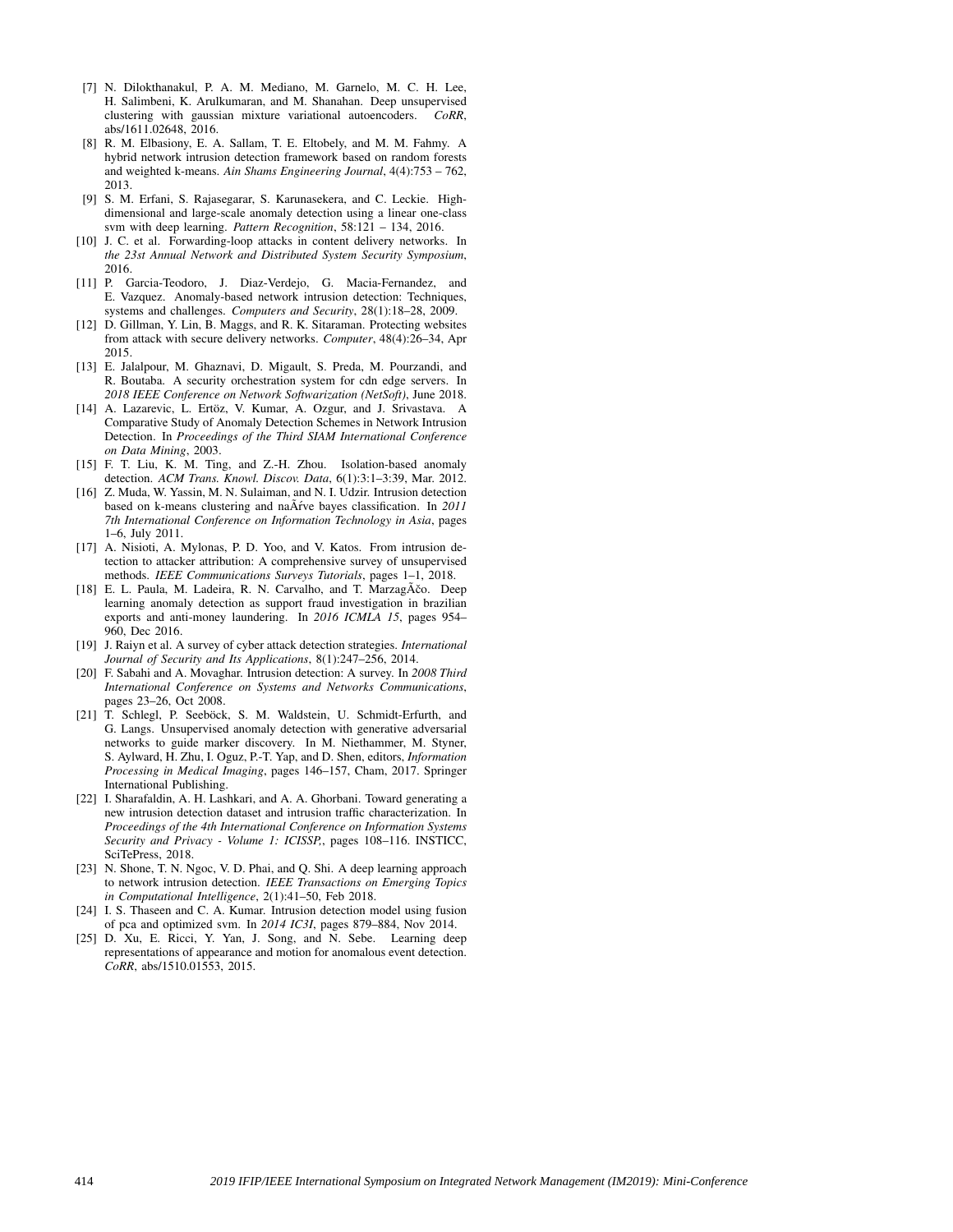[7] N. Dilokthanakul, P. A. M. Mediano, M. Garnelo, M. C. H. Lee, H. Salimbeni, K. Arulkumaran, and M. Shanahan. Deep unsupervised clustering with gaussian mixture variational autoencoders. *CoRR*, abs/1611.02648, 2016.

[8] R. M. Elbasiony, E. A. Sallam, T. E. Eltobely, and M. M. Fahmy. A hybrid network intrusion detection framework based on random forests and weighted k-means. *Ain Shams Engineering Journal*, 4(4):753 – 762, 2013.

[9] S. M. Erfani, S. Rajasegarar, S. Karunasekera, and C. Leckie. High-dimensional and large-scale anomaly detection using a linear one-class svm with deep learning. *Pattern Recognition*, 58:121 – 134, 2016.

[10] J. C. et al. Forwarding-loop attacks in content delivery networks. In *the 23st Annual Network and Distributed System Security Symposium*, 2016.

[11] P. Garcia-Teodoro, J. Diaz-Verdejo, G. Macia-Fernandez, and E. Vazquez. Anomaly-based network intrusion detection: Techniques, systems and challenges. *Computers and Security*, 28(1):18–28, 2009.

[12] D. Gillman, Y. Lin, B. Maggs, and R. K. Sitaraman. Protecting websites from attack with secure delivery networks. *Computer*, 48(4):26–34, Apr 2015.

[13] E. Jalalpour, M. Ghaznavi, D. Migault, S. Preda, M. Pourzandi, and R. Boutaba. A security orchestration system for cdn edge servers. In *2018 IEEE Conference on Network Softwarization (NetSoft)*, June 2018.

[14] A. Lazarevic, L. Ertöz, V. Kumar, A. Ozgur, and J. Srivastava. A Comparative Study of Anomaly Detection Schemes in Network Intrusion Detection. In *Proceedings of the Third SIAM International Conference on Data Mining*, 2003.

[15] F. T. Liu, K. M. Ting, and Z.-H. Zhou. Isolation-based anomaly detection. *ACM Trans. Knowl. Discov. Data*, 6(1):3:1–3:39, Mar. 2012.

[16] Z. Muda, W. Yassin, M. N. Sulaiman, and N. I. Udzir. Intrusion detection based on k-means clustering and naÃŕve bayes classification. In *2011 7th International Conference on Information Technology in Asia*, pages 1–6, July 2011.

[17] A. Nisioti, A. Mylonas, P. D. Yoo, and V. Katos. From intrusion detection to attacker attribution: A comprehensive survey of unsupervised methods. *IEEE Communications Surveys Tutorials*, pages 1–1, 2018.

[18] E. L. Paula, M. Ladeira, R. N. Carvalho, and T. MarzagÃčo. Deep learning anomaly detection as support fraud investigation in brazilian exports and anti-money laundering. In *2016 ICMLA 15*, pages 954–960, Dec 2016.

[19] J. Raiyn et al. A survey of cyber attack detection strategies. *International Journal of Security and Its Applications*, 8(1):247–256, 2014.

[20] F. Sabahi and A. Movaghar. Intrusion detection: A survey. In *2008 Third International Conference on Systems and Networks Communications*, pages 23–26, Oct 2008.

[21] T. Schlegl, P. Seeböck, S. M. Waldstein, U. Schmidt-Erfurth, and G. Langs. Unsupervised anomaly detection with generative adversarial networks to guide marker discovery. In M. Niethammer, M. Styner, S. Aylward, H. Zhu, I. Oguz, P.-T. Yap, and D. Shen, editors, *Information Processing in Medical Imaging*, pages 146–157, Cham, 2017. Springer International Publishing.

[22] I. Sharafaldin, A. H. Lashkari, and A. A. Ghorbani. Toward generating a new intrusion detection dataset and intrusion traffic characterization. In *Proceedings of the 4th International Conference on Information Systems Security and Privacy - Volume 1: ICISSP,*, pages 108–116. INSTICC, SciTePress, 2018.

[23] N. Shone, T. N. Ngoc, V. D. Phai, and Q. Shi. A deep learning approach to network intrusion detection. *IEEE Transactions on Emerging Topics in Computational Intelligence*, 2(1):41–50, Feb 2018.

[24] I. S. Thaseen and C. A. Kumar. Intrusion detection model using fusion of pca and optimized svm. In *2014 IC3I*, pages 879–884, Nov 2014.

[25] D. Xu, E. Ricci, Y. Yan, J. Song, and N. Sebe. Learning deep representations of appearance and motion for anomalous event detection. *CoRR*, abs/1510.01553, 2015.